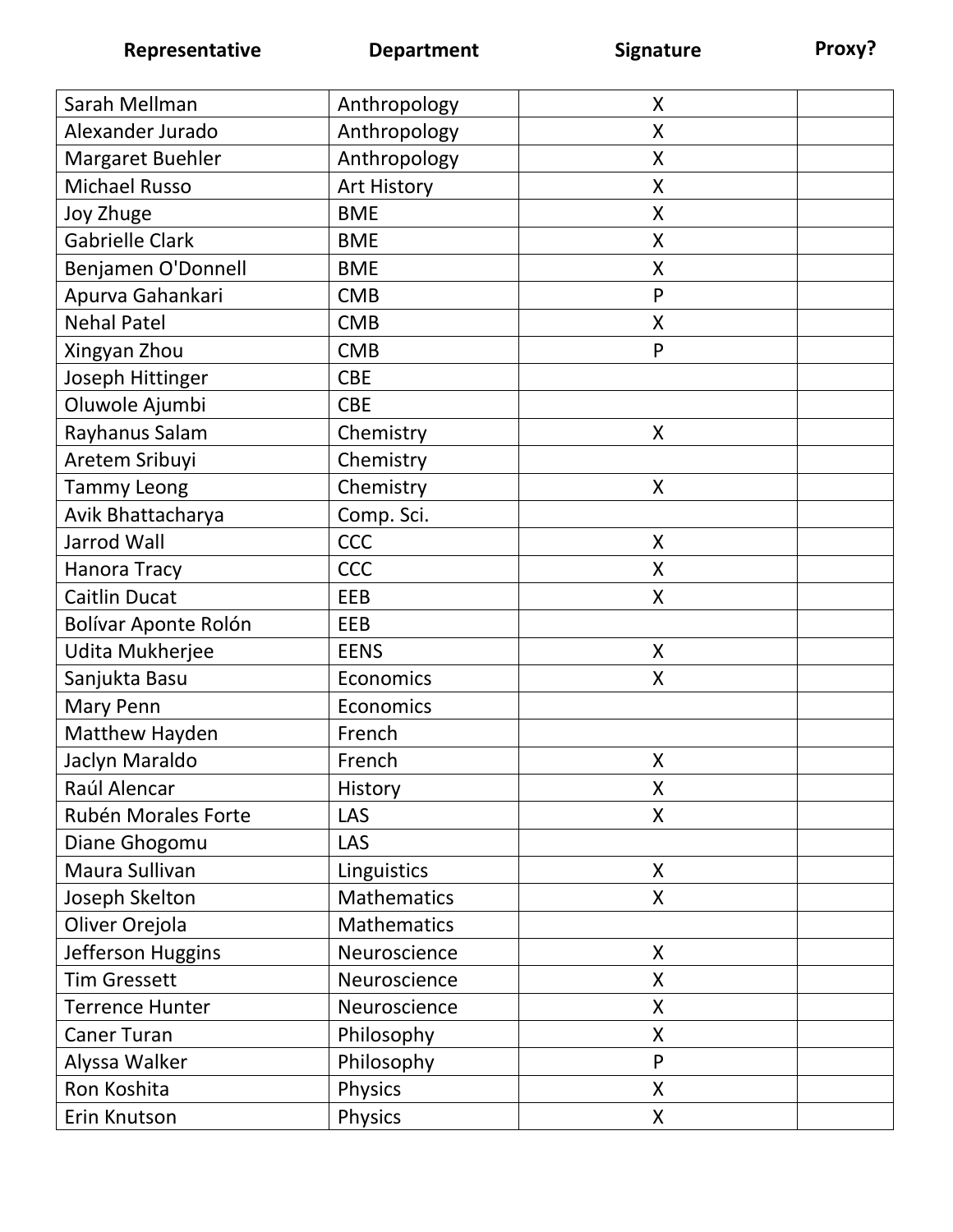| Representative | Department | Signature | Proxy? |
|---|---|---|---|
| Sarah Mellman | Anthropology | X | |
| Alexander Jurado | Anthropology | X | |
| Margaret Buehler | Anthropology | X | |
| Michael Russo | Art History | X | |
| Joy Zhuge | BME | X | |
| Gabrielle Clark | BME | X | |
| Benjamen O'Donnell | BME | X | |
| Apurva Gahankari | CMB | P | |
| Nehal Patel | CMB | X | |
| Xingyan Zhou | CMB | P | |
| Joseph Hittinger | CBE | | |
| Oluwole Ajumbi | CBE | | |
| Rayhanus Salam | Chemistry | X | |
| Aretem Sribuyi | Chemistry | | |
| Tammy Leong | Chemistry | X | |
| Avik Bhattacharya | Comp. Sci. | | |
| Jarrod Wall | CCC | X | |
| Hanora Tracy | CCC | X | |
| Caitlin Ducat | EEB | X | |
| Bolívar Aponte Rolón | EEB | | |
| Udita Mukherjee | EENS | X | |
| Sanjukta Basu | Economics | X | |
| Mary Penn | Economics | | |
| Matthew Hayden | French | | |
| Jaclyn Maraldo | French | X | |
| Raúl Alencar | History | X | |
| Rubén Morales Forte | LAS | X | |
| Diane Ghogomu | LAS | | |
| Maura Sullivan | Linguistics | X | |
| Joseph Skelton | Mathematics | X | |
| Oliver Orejola | Mathematics | | |
| Jefferson Huggins | Neuroscience | X | |
| Tim Gressett | Neuroscience | X | |
| Terrence Hunter | Neuroscience | X | |
| Caner Turan | Philosophy | X | |
| Alyssa Walker | Philosophy | P | |
| Ron Koshita | Physics | X | |
| Erin Knutson | Physics | X | |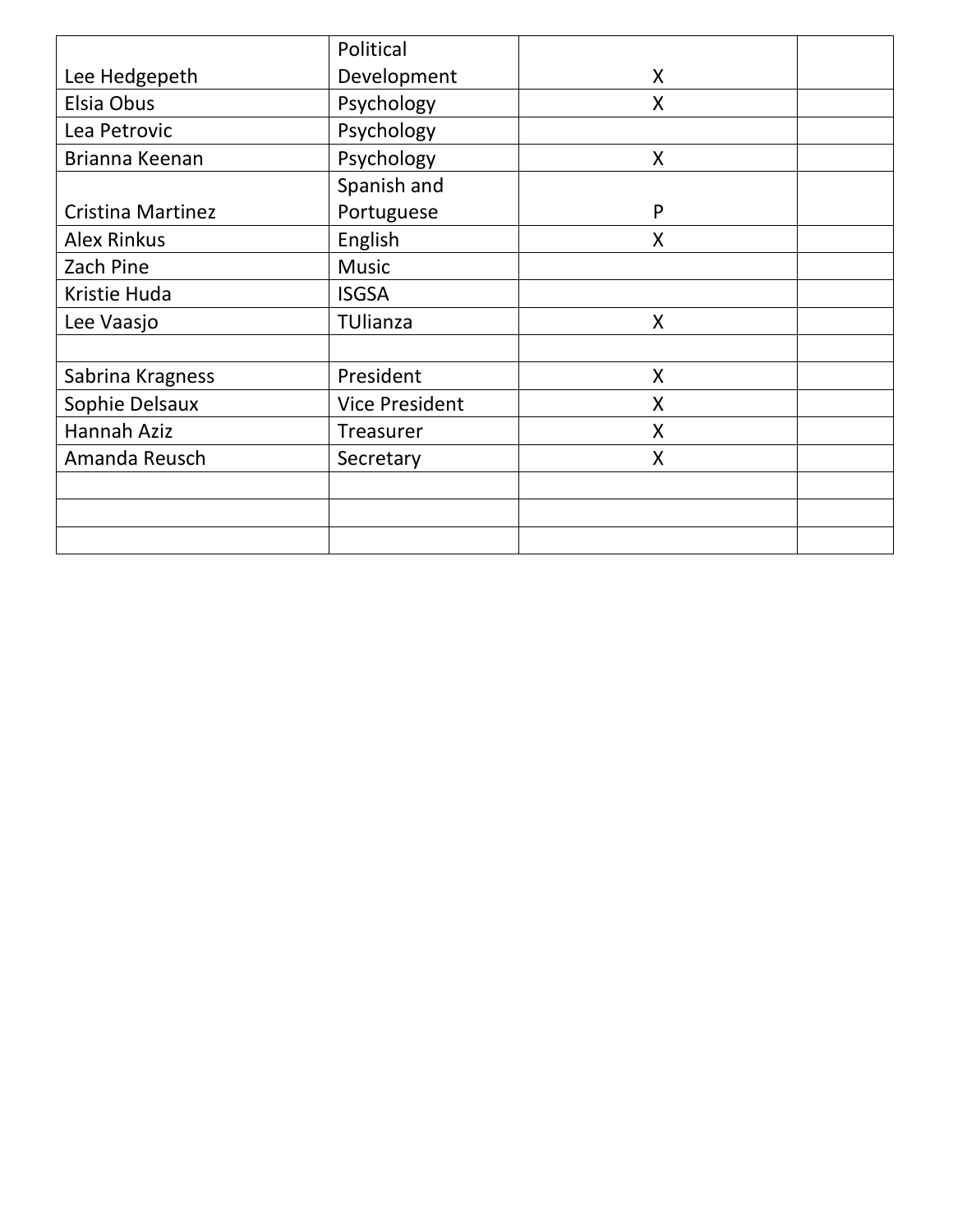| | | | |
|---|---|---|---|
| Lee Hedgepeth | Political Development | X | |
| Elsia Obus | Psychology | X | |
| Lea Petrovic | Psychology | | |
| Brianna Keenan | Psychology | X | |
| Cristina Martinez | Spanish and Portuguese | P | |
| Alex Rinkus | English | X | |
| Zach Pine | Music | | |
| Kristie Huda | ISGSA | | |
| Lee Vaasjo | TUlianza | X | |
| | | | |
| Sabrina Kragness | President | X | |
| Sophie Delsaux | Vice President | X | |
| Hannah Aziz | Treasurer | X | |
| Amanda Reusch | Secretary | X | |
| | | | |
| | | | |
| | | | |